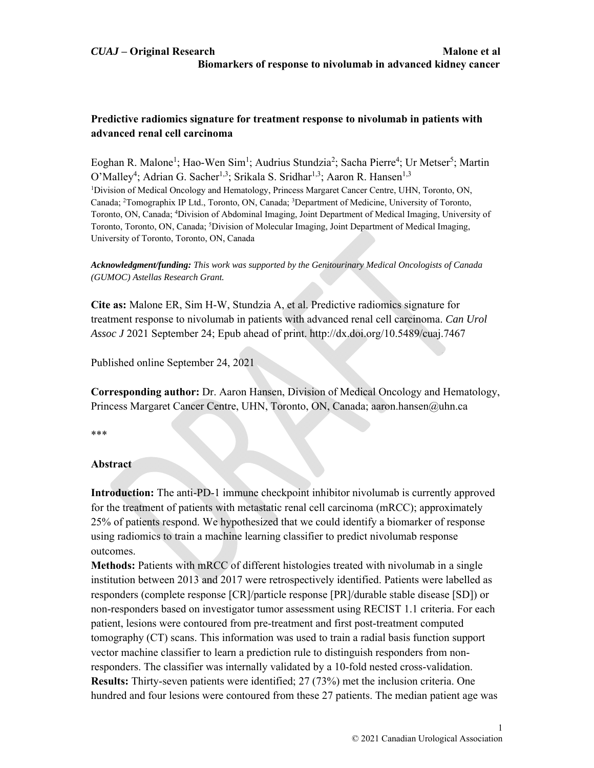# Predictive radiomics signature for treatment response to nivolumab in patients with advanced renal cell carcinoma

Eoghan R. Malone[1]; Hao-Wen Sim[1]; Audrius Stundzia[2]; Sacha Pierre[4]; Ur Metser[5]; Martin O'Malley[4]; Adrian G. Sacher[1,3]; Srikala S. Sridhar[1,3]; Aaron R. Hansen[1,3]

[1]Division of Medical Oncology and Hematology, Princess Margaret Cancer Centre, UHN, Toronto, ON, Canada; [2]Tomographix IP Ltd., Toronto, ON, Canada; [3]Department of Medicine, University of Toronto, Toronto, ON, Canada; [4]Division of Abdominal Imaging, Joint Department of Medical Imaging, University of Toronto, Toronto, ON, Canada; [5]Division of Molecular Imaging, Joint Department of Medical Imaging, University of Toronto, Toronto, ON, Canada

***Acknowledgment/funding:*** *This work was supported by the Genitourinary Medical Oncologists of Canada (GUMOC) Astellas Research Grant.*

**Cite as:** Malone ER, Sim H-W, Stundzia A, et al. Predictive radiomics signature for treatment response to nivolumab in patients with advanced renal cell carcinoma. *Can Urol Assoc J* 2021 September 24; Epub ahead of print. http://dx.doi.org/10.5489/cuaj.7467

Published online September 24, 2021

**Corresponding author:** Dr. Aaron Hansen, Division of Medical Oncology and Hematology, Princess Margaret Cancer Centre, UHN, Toronto, ON, Canada; aaron.hansen@uhn.ca

***

## Abstract

**Introduction:** The anti-PD-1 immune checkpoint inhibitor nivolumab is currently approved for the treatment of patients with metastatic renal cell carcinoma (mRCC); approximately 25% of patients respond. We hypothesized that we could identify a biomarker of response using radiomics to train a machine learning classifier to predict nivolumab response outcomes.

**Methods:** Patients with mRCC of different histologies treated with nivolumab in a single institution between 2013 and 2017 were retrospectively identified. Patients were labelled as responders (complete response [CR]/particle response [PR]/durable stable disease [SD]) or non-responders based on investigator tumor assessment using RECIST 1.1 criteria. For each patient, lesions were contoured from pre-treatment and first post-treatment computed tomography (CT) scans. This information was used to train a radial basis function support vector machine classifier to learn a prediction rule to distinguish responders from non-responders. The classifier was internally validated by a 10-fold nested cross-validation.

**Results:** Thirty-seven patients were identified; 27 (73%) met the inclusion criteria. One hundred and four lesions were contoured from these 27 patients. The median patient age was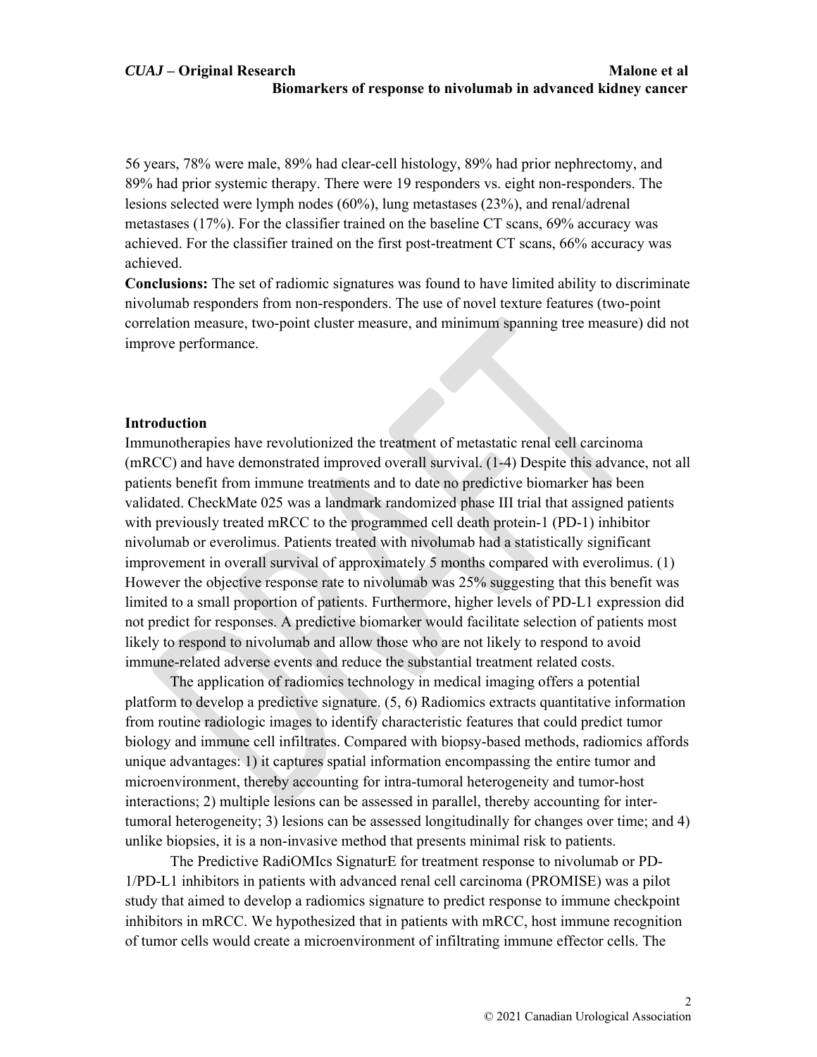56 years, 78% were male, 89% had clear-cell histology, 89% had prior nephrectomy, and 89% had prior systemic therapy. There were 19 responders vs. eight non-responders. The lesions selected were lymph nodes (60%), lung metastases (23%), and renal/adrenal metastases (17%). For the classifier trained on the baseline CT scans, 69% accuracy was achieved. For the classifier trained on the first post-treatment CT scans, 66% accuracy was achieved.

**Conclusions:** The set of radiomic signatures was found to have limited ability to discriminate nivolumab responders from non-responders. The use of novel texture features (two-point correlation measure, two-point cluster measure, and minimum spanning tree measure) did not improve performance.

## Introduction

Immunotherapies have revolutionized the treatment of metastatic renal cell carcinoma (mRCC) and have demonstrated improved overall survival. (1-4) Despite this advance, not all patients benefit from immune treatments and to date no predictive biomarker has been validated. CheckMate 025 was a landmark randomized phase III trial that assigned patients with previously treated mRCC to the programmed cell death protein-1 (PD-1) inhibitor nivolumab or everolimus. Patients treated with nivolumab had a statistically significant improvement in overall survival of approximately 5 months compared with everolimus. (1) However the objective response rate to nivolumab was 25% suggesting that this benefit was limited to a small proportion of patients. Furthermore, higher levels of PD-L1 expression did not predict for responses. A predictive biomarker would facilitate selection of patients most likely to respond to nivolumab and allow those who are not likely to respond to avoid immune-related adverse events and reduce the substantial treatment related costs.

The application of radiomics technology in medical imaging offers a potential platform to develop a predictive signature. (5, 6) Radiomics extracts quantitative information from routine radiologic images to identify characteristic features that could predict tumor biology and immune cell infiltrates. Compared with biopsy-based methods, radiomics affords unique advantages: 1) it captures spatial information encompassing the entire tumor and microenvironment, thereby accounting for intra-tumoral heterogeneity and tumor-host interactions; 2) multiple lesions can be assessed in parallel, thereby accounting for inter-tumoral heterogeneity; 3) lesions can be assessed longitudinally for changes over time; and 4) unlike biopsies, it is a non-invasive method that presents minimal risk to patients.

The Predictive RadiOMIcs SignaturE for treatment response to nivolumab or PD-1/PD-L1 inhibitors in patients with advanced renal cell carcinoma (PROMISE) was a pilot study that aimed to develop a radiomics signature to predict response to immune checkpoint inhibitors in mRCC. We hypothesized that in patients with mRCC, host immune recognition of tumor cells would create a microenvironment of infiltrating immune effector cells. The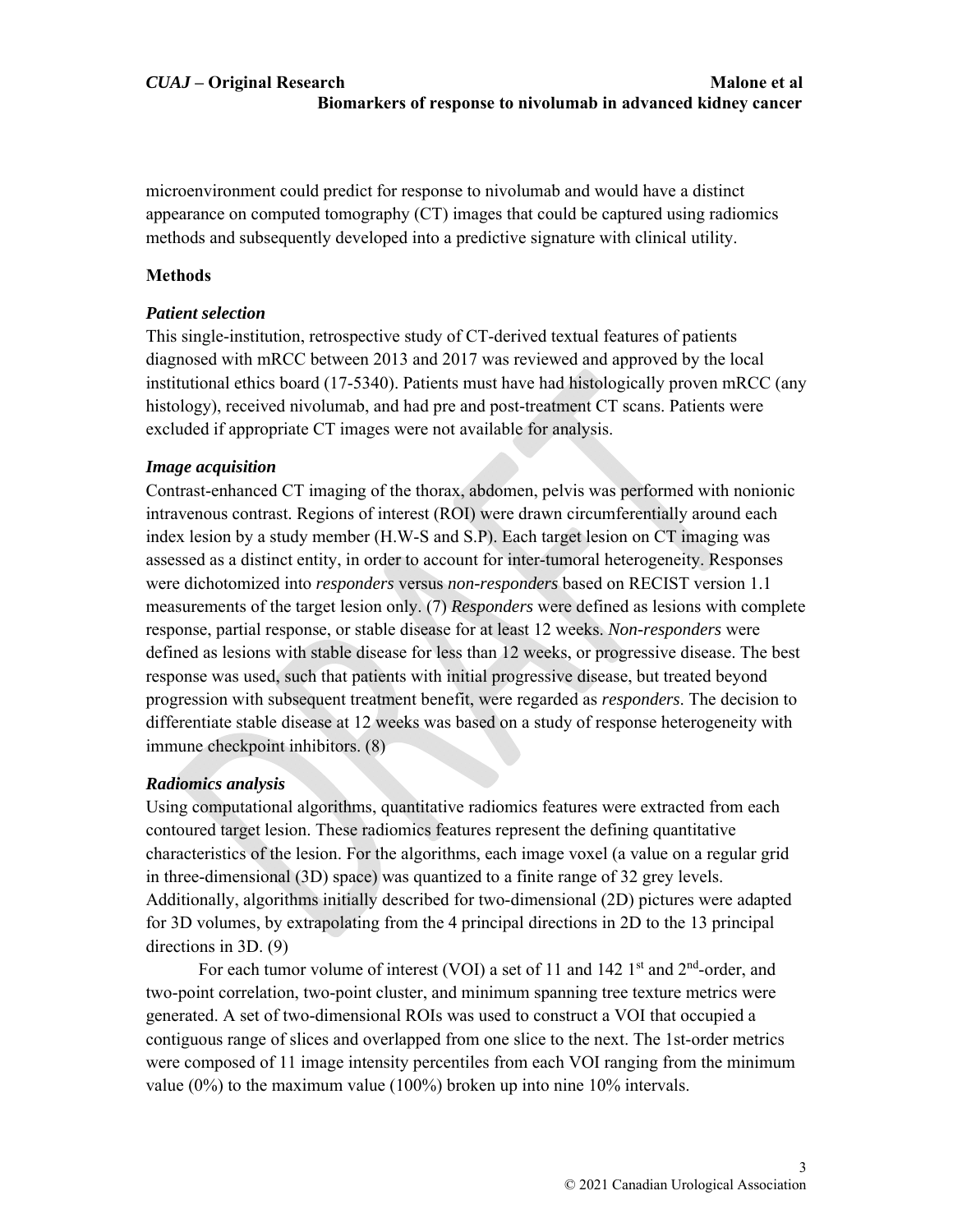microenvironment could predict for response to nivolumab and would have a distinct appearance on computed tomography (CT) images that could be captured using radiomics methods and subsequently developed into a predictive signature with clinical utility.

## Methods

### *Patient selection*

This single-institution, retrospective study of CT-derived textual features of patients diagnosed with mRCC between 2013 and 2017 was reviewed and approved by the local institutional ethics board (17-5340). Patients must have had histologically proven mRCC (any histology), received nivolumab, and had pre and post-treatment CT scans. Patients were excluded if appropriate CT images were not available for analysis.

### *Image acquisition*

Contrast-enhanced CT imaging of the thorax, abdomen, pelvis was performed with nonionic intravenous contrast. Regions of interest (ROI) were drawn circumferentially around each index lesion by a study member (H.W-S and S.P). Each target lesion on CT imaging was assessed as a distinct entity, in order to account for inter-tumoral heterogeneity. Responses were dichotomized into *responders* versus *non-responders* based on RECIST version 1.1 measurements of the target lesion only. (7) *Responders* were defined as lesions with complete response, partial response, or stable disease for at least 12 weeks. *Non-responders* were defined as lesions with stable disease for less than 12 weeks, or progressive disease. The best response was used, such that patients with initial progressive disease, but treated beyond progression with subsequent treatment benefit, were regarded as *responders*. The decision to differentiate stable disease at 12 weeks was based on a study of response heterogeneity with immune checkpoint inhibitors. (8)

### *Radiomics analysis*

Using computational algorithms, quantitative radiomics features were extracted from each contoured target lesion. These radiomics features represent the defining quantitative characteristics of the lesion. For the algorithms, each image voxel (a value on a regular grid in three-dimensional (3D) space) was quantized to a finite range of 32 grey levels. Additionally, algorithms initially described for two-dimensional (2D) pictures were adapted for 3D volumes, by extrapolating from the 4 principal directions in 2D to the 13 principal directions in 3D. (9)

For each tumor volume of interest (VOI) a set of 11 and 142 1st and 2nd-order, and two-point correlation, two-point cluster, and minimum spanning tree texture metrics were generated. A set of two-dimensional ROIs was used to construct a VOI that occupied a contiguous range of slices and overlapped from one slice to the next. The 1st-order metrics were composed of 11 image intensity percentiles from each VOI ranging from the minimum value (0%) to the maximum value (100%) broken up into nine 10% intervals.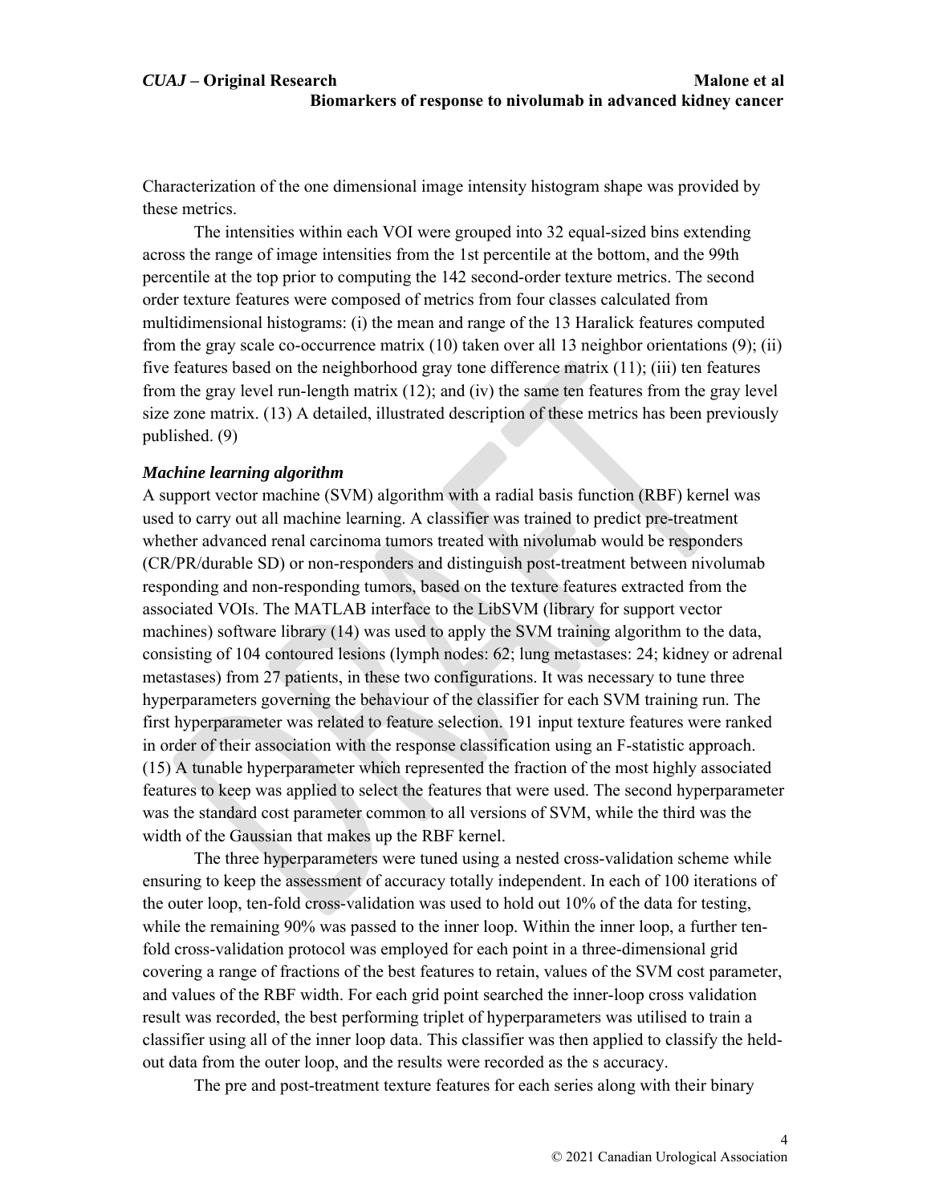Characterization of the one dimensional image intensity histogram shape was provided by these metrics.

The intensities within each VOI were grouped into 32 equal-sized bins extending across the range of image intensities from the 1st percentile at the bottom, and the 99th percentile at the top prior to computing the 142 second-order texture metrics. The second order texture features were composed of metrics from four classes calculated from multidimensional histograms: (i) the mean and range of the 13 Haralick features computed from the gray scale co-occurrence matrix (10) taken over all 13 neighbor orientations (9); (ii) five features based on the neighborhood gray tone difference matrix (11); (iii) ten features from the gray level run-length matrix (12); and (iv) the same ten features from the gray level size zone matrix. (13) A detailed, illustrated description of these metrics has been previously published. (9)

### *Machine learning algorithm*

A support vector machine (SVM) algorithm with a radial basis function (RBF) kernel was used to carry out all machine learning. A classifier was trained to predict pre-treatment whether advanced renal carcinoma tumors treated with nivolumab would be responders (CR/PR/durable SD) or non-responders and distinguish post-treatment between nivolumab responding and non-responding tumors, based on the texture features extracted from the associated VOIs. The MATLAB interface to the LibSVM (library for support vector machines) software library (14) was used to apply the SVM training algorithm to the data, consisting of 104 contoured lesions (lymph nodes: 62; lung metastases: 24; kidney or adrenal metastases) from 27 patients, in these two configurations. It was necessary to tune three hyperparameters governing the behaviour of the classifier for each SVM training run. The first hyperparameter was related to feature selection. 191 input texture features were ranked in order of their association with the response classification using an F-statistic approach. (15) A tunable hyperparameter which represented the fraction of the most highly associated features to keep was applied to select the features that were used. The second hyperparameter was the standard cost parameter common to all versions of SVM, while the third was the width of the Gaussian that makes up the RBF kernel.

The three hyperparameters were tuned using a nested cross-validation scheme while ensuring to keep the assessment of accuracy totally independent. In each of 100 iterations of the outer loop, ten-fold cross-validation was used to hold out 10% of the data for testing, while the remaining 90% was passed to the inner loop. Within the inner loop, a further ten-fold cross-validation protocol was employed for each point in a three-dimensional grid covering a range of fractions of the best features to retain, values of the SVM cost parameter, and values of the RBF width. For each grid point searched the inner-loop cross validation result was recorded, the best performing triplet of hyperparameters was utilised to train a classifier using all of the inner loop data. This classifier was then applied to classify the held-out data from the outer loop, and the results were recorded as the s accuracy.

The pre and post-treatment texture features for each series along with their binary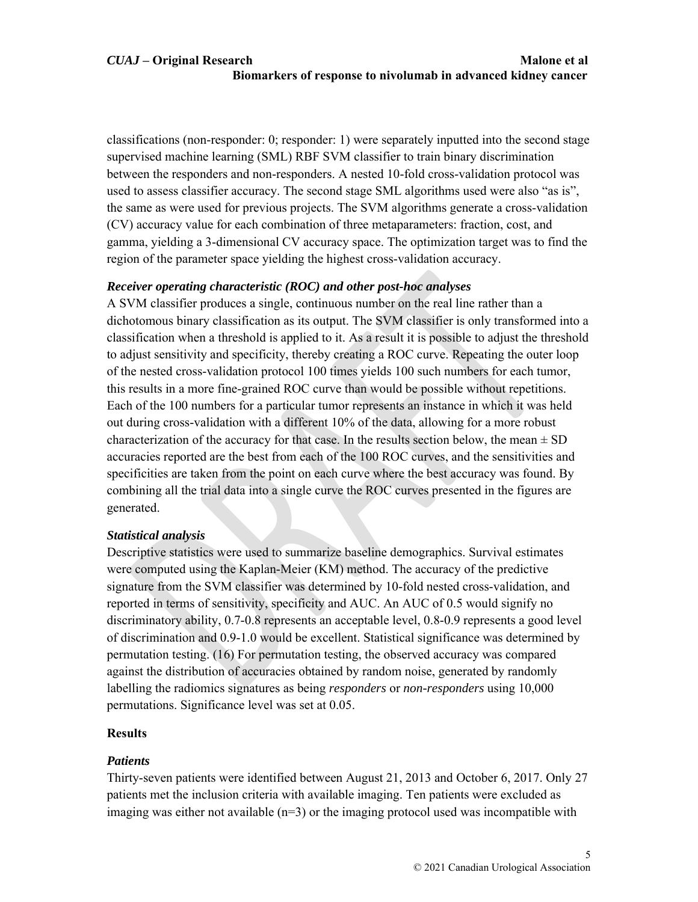classifications (non-responder: 0; responder: 1) were separately inputted into the second stage supervised machine learning (SML) RBF SVM classifier to train binary discrimination between the responders and non-responders. A nested 10-fold cross-validation protocol was used to assess classifier accuracy. The second stage SML algorithms used were also "as is", the same as were used for previous projects. The SVM algorithms generate a cross-validation (CV) accuracy value for each combination of three metaparameters: fraction, cost, and gamma, yielding a 3-dimensional CV accuracy space. The optimization target was to find the region of the parameter space yielding the highest cross-validation accuracy.

### *Receiver operating characteristic (ROC) and other post-hoc analyses*

A SVM classifier produces a single, continuous number on the real line rather than a dichotomous binary classification as its output. The SVM classifier is only transformed into a classification when a threshold is applied to it. As a result it is possible to adjust the threshold to adjust sensitivity and specificity, thereby creating a ROC curve. Repeating the outer loop of the nested cross-validation protocol 100 times yields 100 such numbers for each tumor, this results in a more fine-grained ROC curve than would be possible without repetitions. Each of the 100 numbers for a particular tumor represents an instance in which it was held out during cross-validation with a different 10% of the data, allowing for a more robust characterization of the accuracy for that case. In the results section below, the mean ± SD accuracies reported are the best from each of the 100 ROC curves, and the sensitivities and specificities are taken from the point on each curve where the best accuracy was found. By combining all the trial data into a single curve the ROC curves presented in the figures are generated.

### *Statistical analysis*

Descriptive statistics were used to summarize baseline demographics. Survival estimates were computed using the Kaplan-Meier (KM) method. The accuracy of the predictive signature from the SVM classifier was determined by 10-fold nested cross-validation, and reported in terms of sensitivity, specificity and AUC. An AUC of 0.5 would signify no discriminatory ability, 0.7-0.8 represents an acceptable level, 0.8-0.9 represents a good level of discrimination and 0.9-1.0 would be excellent. Statistical significance was determined by permutation testing. (16) For permutation testing, the observed accuracy was compared against the distribution of accuracies obtained by random noise, generated by randomly labelling the radiomics signatures as being *responders* or *non-responders* using 10,000 permutations. Significance level was set at 0.05.

## Results

### *Patients*

Thirty-seven patients were identified between August 21, 2013 and October 6, 2017. Only 27 patients met the inclusion criteria with available imaging. Ten patients were excluded as imaging was either not available (n=3) or the imaging protocol used was incompatible with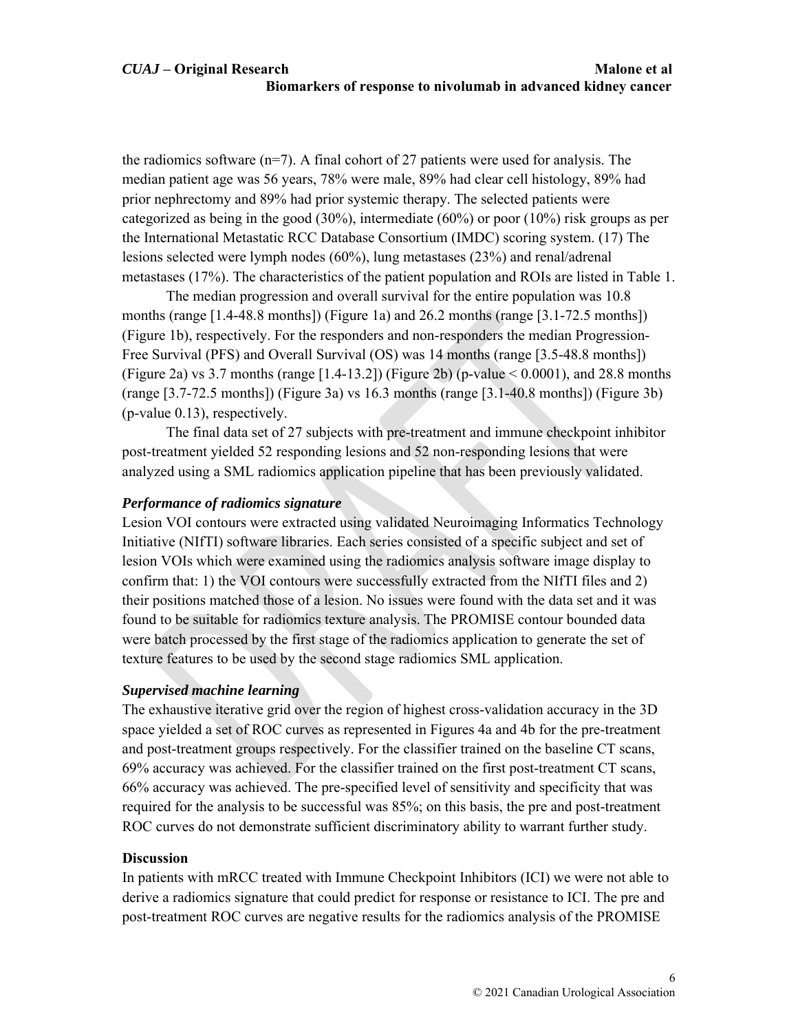the radiomics software (n=7). A final cohort of 27 patients were used for analysis. The median patient age was 56 years, 78% were male, 89% had clear cell histology, 89% had prior nephrectomy and 89% had prior systemic therapy. The selected patients were categorized as being in the good (30%), intermediate (60%) or poor (10%) risk groups as per the International Metastatic RCC Database Consortium (IMDC) scoring system. (17) The lesions selected were lymph nodes (60%), lung metastases (23%) and renal/adrenal metastases (17%). The characteristics of the patient population and ROIs are listed in Table 1.

The median progression and overall survival for the entire population was 10.8 months (range [1.4-48.8 months]) (Figure 1a) and 26.2 months (range [3.1-72.5 months]) (Figure 1b), respectively. For the responders and non-responders the median Progression-Free Survival (PFS) and Overall Survival (OS) was 14 months (range [3.5-48.8 months]) (Figure 2a) vs 3.7 months (range [1.4-13.2]) (Figure 2b) (p-value < 0.0001), and 28.8 months (range [3.7-72.5 months]) (Figure 3a) vs 16.3 months (range [3.1-40.8 months]) (Figure 3b) (p-value 0.13), respectively.

The final data set of 27 subjects with pre-treatment and immune checkpoint inhibitor post-treatment yielded 52 responding lesions and 52 non-responding lesions that were analyzed using a SML radiomics application pipeline that has been previously validated.

### *Performance of radiomics signature*

Lesion VOI contours were extracted using validated Neuroimaging Informatics Technology Initiative (NIfTI) software libraries. Each series consisted of a specific subject and set of lesion VOIs which were examined using the radiomics analysis software image display to confirm that: 1) the VOI contours were successfully extracted from the NIfTI files and 2) their positions matched those of a lesion. No issues were found with the data set and it was found to be suitable for radiomics texture analysis. The PROMISE contour bounded data were batch processed by the first stage of the radiomics application to generate the set of texture features to be used by the second stage radiomics SML application.

### *Supervised machine learning*

The exhaustive iterative grid over the region of highest cross-validation accuracy in the 3D space yielded a set of ROC curves as represented in Figures 4a and 4b for the pre-treatment and post-treatment groups respectively. For the classifier trained on the baseline CT scans, 69% accuracy was achieved. For the classifier trained on the first post-treatment CT scans, 66% accuracy was achieved. The pre-specified level of sensitivity and specificity that was required for the analysis to be successful was 85%; on this basis, the pre and post-treatment ROC curves do not demonstrate sufficient discriminatory ability to warrant further study.

## Discussion

In patients with mRCC treated with Immune Checkpoint Inhibitors (ICI) we were not able to derive a radiomics signature that could predict for response or resistance to ICI. The pre and post-treatment ROC curves are negative results for the radiomics analysis of the PROMISE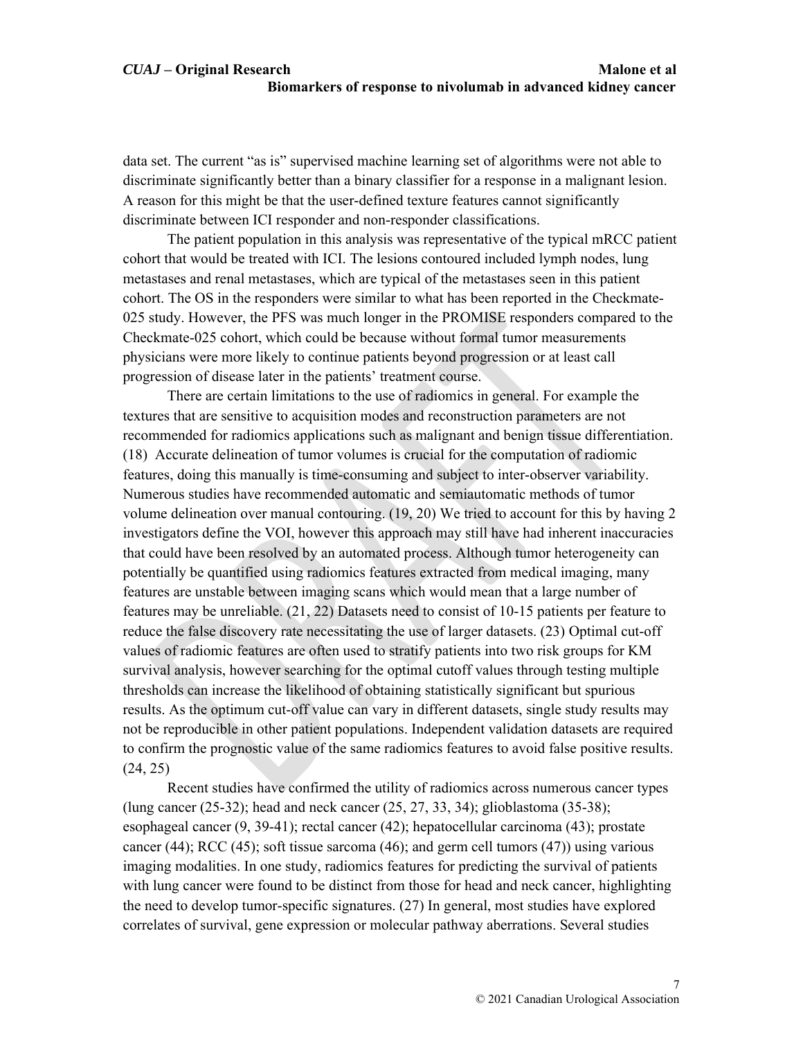data set. The current "as is" supervised machine learning set of algorithms were not able to discriminate significantly better than a binary classifier for a response in a malignant lesion. A reason for this might be that the user-defined texture features cannot significantly discriminate between ICI responder and non-responder classifications.

The patient population in this analysis was representative of the typical mRCC patient cohort that would be treated with ICI. The lesions contoured included lymph nodes, lung metastases and renal metastases, which are typical of the metastases seen in this patient cohort. The OS in the responders were similar to what has been reported in the Checkmate-025 study. However, the PFS was much longer in the PROMISE responders compared to the Checkmate-025 cohort, which could be because without formal tumor measurements physicians were more likely to continue patients beyond progression or at least call progression of disease later in the patients' treatment course.

There are certain limitations to the use of radiomics in general. For example the textures that are sensitive to acquisition modes and reconstruction parameters are not recommended for radiomics applications such as malignant and benign tissue differentiation. (18) Accurate delineation of tumor volumes is crucial for the computation of radiomic features, doing this manually is time-consuming and subject to inter-observer variability. Numerous studies have recommended automatic and semiautomatic methods of tumor volume delineation over manual contouring. (19, 20) We tried to account for this by having 2 investigators define the VOI, however this approach may still have had inherent inaccuracies that could have been resolved by an automated process. Although tumor heterogeneity can potentially be quantified using radiomics features extracted from medical imaging, many features are unstable between imaging scans which would mean that a large number of features may be unreliable. (21, 22) Datasets need to consist of 10-15 patients per feature to reduce the false discovery rate necessitating the use of larger datasets. (23) Optimal cut-off values of radiomic features are often used to stratify patients into two risk groups for KM survival analysis, however searching for the optimal cutoff values through testing multiple thresholds can increase the likelihood of obtaining statistically significant but spurious results. As the optimum cut-off value can vary in different datasets, single study results may not be reproducible in other patient populations. Independent validation datasets are required to confirm the prognostic value of the same radiomics features to avoid false positive results. (24, 25)

Recent studies have confirmed the utility of radiomics across numerous cancer types (lung cancer (25-32); head and neck cancer (25, 27, 33, 34); glioblastoma (35-38); esophageal cancer (9, 39-41); rectal cancer (42); hepatocellular carcinoma (43); prostate cancer (44); RCC (45); soft tissue sarcoma (46); and germ cell tumors (47)) using various imaging modalities. In one study, radiomics features for predicting the survival of patients with lung cancer were found to be distinct from those for head and neck cancer, highlighting the need to develop tumor-specific signatures. (27) In general, most studies have explored correlates of survival, gene expression or molecular pathway aberrations. Several studies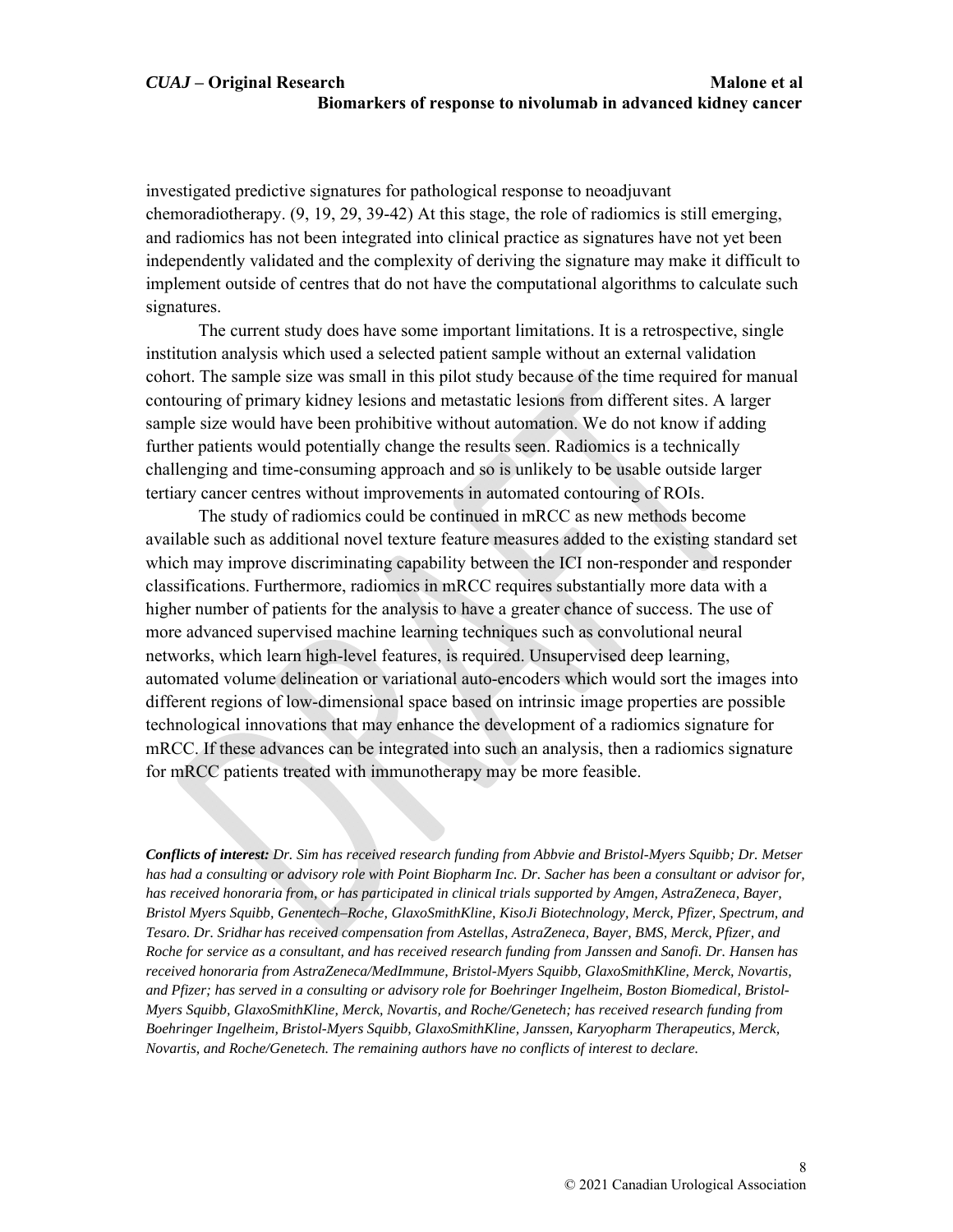investigated predictive signatures for pathological response to neoadjuvant chemoradiotherapy. (9, 19, 29, 39-42) At this stage, the role of radiomics is still emerging, and radiomics has not been integrated into clinical practice as signatures have not yet been independently validated and the complexity of deriving the signature may make it difficult to implement outside of centres that do not have the computational algorithms to calculate such signatures.

The current study does have some important limitations. It is a retrospective, single institution analysis which used a selected patient sample without an external validation cohort. The sample size was small in this pilot study because of the time required for manual contouring of primary kidney lesions and metastatic lesions from different sites. A larger sample size would have been prohibitive without automation. We do not know if adding further patients would potentially change the results seen. Radiomics is a technically challenging and time-consuming approach and so is unlikely to be usable outside larger tertiary cancer centres without improvements in automated contouring of ROIs.

The study of radiomics could be continued in mRCC as new methods become available such as additional novel texture feature measures added to the existing standard set which may improve discriminating capability between the ICI non-responder and responder classifications. Furthermore, radiomics in mRCC requires substantially more data with a higher number of patients for the analysis to have a greater chance of success. The use of more advanced supervised machine learning techniques such as convolutional neural networks, which learn high-level features, is required. Unsupervised deep learning, automated volume delineation or variational auto-encoders which would sort the images into different regions of low-dimensional space based on intrinsic image properties are possible technological innovations that may enhance the development of a radiomics signature for mRCC. If these advances can be integrated into such an analysis, then a radiomics signature for mRCC patients treated with immunotherapy may be more feasible.

***Conflicts of interest:*** *Dr. Sim has received research funding from Abbvie and Bristol-Myers Squibb; Dr. Metser has had a consulting or advisory role with Point Biopharm Inc. Dr. Sacher has been a consultant or advisor for, has received honoraria from, or has participated in clinical trials supported by Amgen, AstraZeneca, Bayer, Bristol Myers Squibb, Genentech–Roche, GlaxoSmithKline, KisoJi Biotechnology, Merck, Pfizer, Spectrum, and Tesaro. Dr. Sridhar has received compensation from Astellas, AstraZeneca, Bayer, BMS, Merck, Pfizer, and Roche for service as a consultant, and has received research funding from Janssen and Sanofi. Dr. Hansen has received honoraria from AstraZeneca/MedImmune, Bristol-Myers Squibb, GlaxoSmithKline, Merck, Novartis, and Pfizer; has served in a consulting or advisory role for Boehringer Ingelheim, Boston Biomedical, Bristol-Myers Squibb, GlaxoSmithKline, Merck, Novartis, and Roche/Genetech; has received research funding from Boehringer Ingelheim, Bristol-Myers Squibb, GlaxoSmithKline, Janssen, Karyopharm Therapeutics, Merck, Novartis, and Roche/Genetech. The remaining authors have no conflicts of interest to declare.*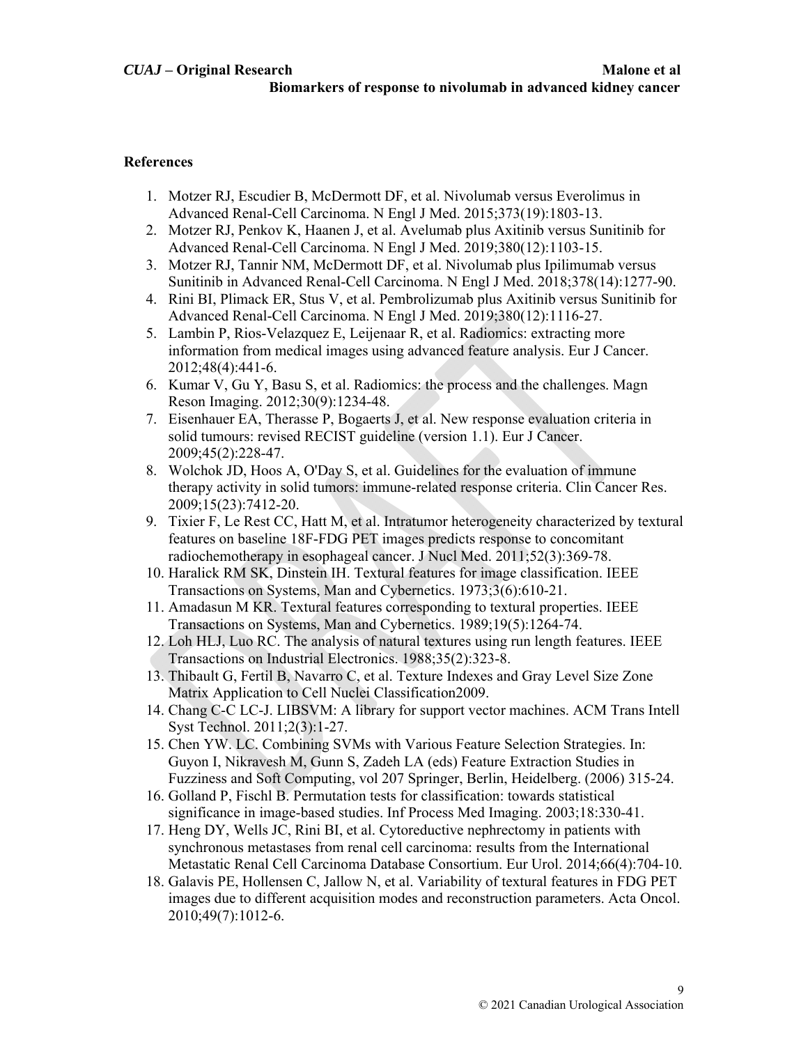## References

1. Motzer RJ, Escudier B, McDermott DF, et al. Nivolumab versus Everolimus in Advanced Renal-Cell Carcinoma. N Engl J Med. 2015;373(19):1803-13.
2. Motzer RJ, Penkov K, Haanen J, et al. Avelumab plus Axitinib versus Sunitinib for Advanced Renal-Cell Carcinoma. N Engl J Med. 2019;380(12):1103-15.
3. Motzer RJ, Tannir NM, McDermott DF, et al. Nivolumab plus Ipilimumab versus Sunitinib in Advanced Renal-Cell Carcinoma. N Engl J Med. 2018;378(14):1277-90.
4. Rini BI, Plimack ER, Stus V, et al. Pembrolizumab plus Axitinib versus Sunitinib for Advanced Renal-Cell Carcinoma. N Engl J Med. 2019;380(12):1116-27.
5. Lambin P, Rios-Velazquez E, Leijenaar R, et al. Radiomics: extracting more information from medical images using advanced feature analysis. Eur J Cancer. 2012;48(4):441-6.
6. Kumar V, Gu Y, Basu S, et al. Radiomics: the process and the challenges. Magn Reson Imaging. 2012;30(9):1234-48.
7. Eisenhauer EA, Therasse P, Bogaerts J, et al. New response evaluation criteria in solid tumours: revised RECIST guideline (version 1.1). Eur J Cancer. 2009;45(2):228-47.
8. Wolchok JD, Hoos A, O'Day S, et al. Guidelines for the evaluation of immune therapy activity in solid tumors: immune-related response criteria. Clin Cancer Res. 2009;15(23):7412-20.
9. Tixier F, Le Rest CC, Hatt M, et al. Intratumor heterogeneity characterized by textural features on baseline 18F-FDG PET images predicts response to concomitant radiochemotherapy in esophageal cancer. J Nucl Med. 2011;52(3):369-78.
10. Haralick RM SK, Dinstein IH. Textural features for image classification. IEEE Transactions on Systems, Man and Cybernetics. 1973;3(6):610-21.
11. Amadasun M KR. Textural features corresponding to textural properties. IEEE Transactions on Systems, Man and Cybernetics. 1989;19(5):1264-74.
12. Loh HLJ, Luo RC. The analysis of natural textures using run length features. IEEE Transactions on Industrial Electronics. 1988;35(2):323-8.
13. Thibault G, Fertil B, Navarro C, et al. Texture Indexes and Gray Level Size Zone Matrix Application to Cell Nuclei Classification2009.
14. Chang C-C LC-J. LIBSVM: A library for support vector machines. ACM Trans Intell Syst Technol. 2011;2(3):1-27.
15. Chen YW. LC. Combining SVMs with Various Feature Selection Strategies. In: Guyon I, Nikravesh M, Gunn S, Zadeh LA (eds) Feature Extraction Studies in Fuzziness and Soft Computing, vol 207 Springer, Berlin, Heidelberg. (2006) 315-24.
16. Golland P, Fischl B. Permutation tests for classification: towards statistical significance in image-based studies. Inf Process Med Imaging. 2003;18:330-41.
17. Heng DY, Wells JC, Rini BI, et al. Cytoreductive nephrectomy in patients with synchronous metastases from renal cell carcinoma: results from the International Metastatic Renal Cell Carcinoma Database Consortium. Eur Urol. 2014;66(4):704-10.
18. Galavis PE, Hollensen C, Jallow N, et al. Variability of textural features in FDG PET images due to different acquisition modes and reconstruction parameters. Acta Oncol. 2010;49(7):1012-6.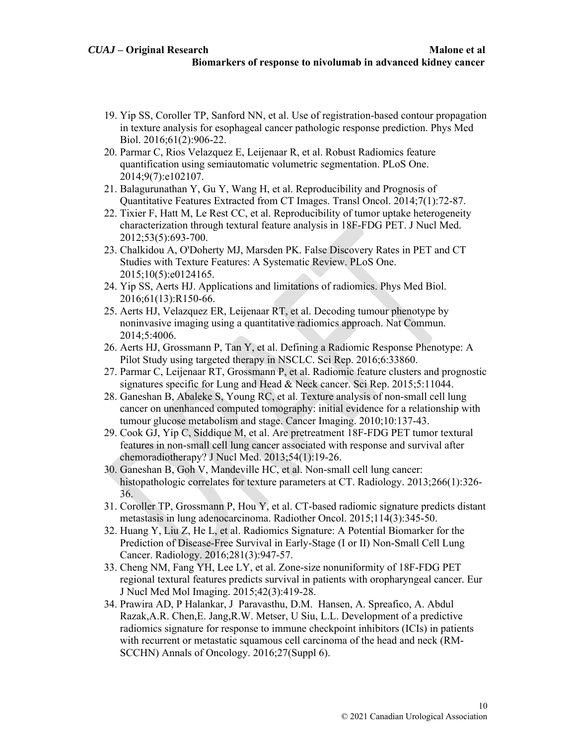19. Yip SS, Coroller TP, Sanford NN, et al. Use of registration-based contour propagation in texture analysis for esophageal cancer pathologic response prediction. Phys Med Biol. 2016;61(2):906-22.
20. Parmar C, Rios Velazquez E, Leijenaar R, et al. Robust Radiomics feature quantification using semiautomatic volumetric segmentation. PLoS One. 2014;9(7):e102107.
21. Balagurunathan Y, Gu Y, Wang H, et al. Reproducibility and Prognosis of Quantitative Features Extracted from CT Images. Transl Oncol. 2014;7(1):72-87.
22. Tixier F, Hatt M, Le Rest CC, et al. Reproducibility of tumor uptake heterogeneity characterization through textural feature analysis in 18F-FDG PET. J Nucl Med. 2012;53(5):693-700.
23. Chalkidou A, O'Doherty MJ, Marsden PK. False Discovery Rates in PET and CT Studies with Texture Features: A Systematic Review. PLoS One. 2015;10(5):e0124165.
24. Yip SS, Aerts HJ. Applications and limitations of radiomics. Phys Med Biol. 2016;61(13):R150-66.
25. Aerts HJ, Velazquez ER, Leijenaar RT, et al. Decoding tumour phenotype by noninvasive imaging using a quantitative radiomics approach. Nat Commun. 2014;5:4006.
26. Aerts HJ, Grossmann P, Tan Y, et al. Defining a Radiomic Response Phenotype: A Pilot Study using targeted therapy in NSCLC. Sci Rep. 2016;6:33860.
27. Parmar C, Leijenaar RT, Grossmann P, et al. Radiomic feature clusters and prognostic signatures specific for Lung and Head & Neck cancer. Sci Rep. 2015;5:11044.
28. Ganeshan B, Abaleke S, Young RC, et al. Texture analysis of non-small cell lung cancer on unenhanced computed tomography: initial evidence for a relationship with tumour glucose metabolism and stage. Cancer Imaging. 2010;10:137-43.
29. Cook GJ, Yip C, Siddique M, et al. Are pretreatment 18F-FDG PET tumor textural features in non-small cell lung cancer associated with response and survival after chemoradiotherapy? J Nucl Med. 2013;54(1):19-26.
30. Ganeshan B, Goh V, Mandeville HC, et al. Non-small cell lung cancer: histopathologic correlates for texture parameters at CT. Radiology. 2013;266(1):326-36.
31. Coroller TP, Grossmann P, Hou Y, et al. CT-based radiomic signature predicts distant metastasis in lung adenocarcinoma. Radiother Oncol. 2015;114(3):345-50.
32. Huang Y, Liu Z, He L, et al. Radiomics Signature: A Potential Biomarker for the Prediction of Disease-Free Survival in Early-Stage (I or II) Non-Small Cell Lung Cancer. Radiology. 2016;281(3):947-57.
33. Cheng NM, Fang YH, Lee LY, et al. Zone-size nonuniformity of 18F-FDG PET regional textural features predicts survival in patients with oropharyngeal cancer. Eur J Nucl Med Mol Imaging. 2015;42(3):419-28.
34. Prawira AD, P Halankar, J Paravasthu, D.M. Hansen, A. Spreafico, A. Abdul Razak,A.R. Chen,E. Jang,R.W. Metser, U Siu, L.L. Development of a predictive radiomics signature for response to immune checkpoint inhibitors (ICIs) in patients with recurrent or metastatic squamous cell carcinoma of the head and neck (RM-SCCHN) Annals of Oncology. 2016;27(Suppl 6).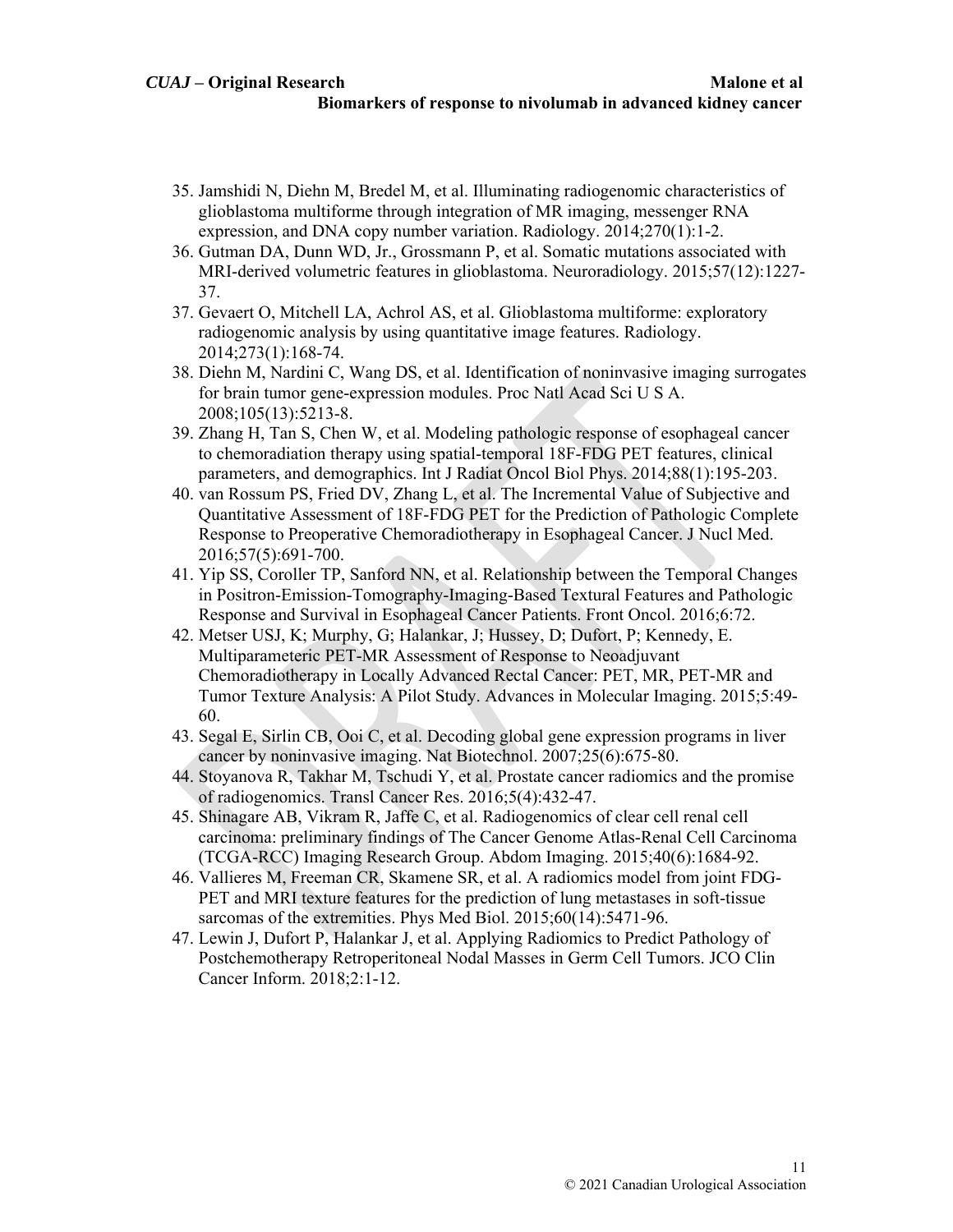35. Jamshidi N, Diehn M, Bredel M, et al. Illuminating radiogenomic characteristics of glioblastoma multiforme through integration of MR imaging, messenger RNA expression, and DNA copy number variation. Radiology. 2014;270(1):1-2.
36. Gutman DA, Dunn WD, Jr., Grossmann P, et al. Somatic mutations associated with MRI-derived volumetric features in glioblastoma. Neuroradiology. 2015;57(12):1227-37.
37. Gevaert O, Mitchell LA, Achrol AS, et al. Glioblastoma multiforme: exploratory radiogenomic analysis by using quantitative image features. Radiology. 2014;273(1):168-74.
38. Diehn M, Nardini C, Wang DS, et al. Identification of noninvasive imaging surrogates for brain tumor gene-expression modules. Proc Natl Acad Sci U S A. 2008;105(13):5213-8.
39. Zhang H, Tan S, Chen W, et al. Modeling pathologic response of esophageal cancer to chemoradiation therapy using spatial-temporal 18F-FDG PET features, clinical parameters, and demographics. Int J Radiat Oncol Biol Phys. 2014;88(1):195-203.
40. van Rossum PS, Fried DV, Zhang L, et al. The Incremental Value of Subjective and Quantitative Assessment of 18F-FDG PET for the Prediction of Pathologic Complete Response to Preoperative Chemoradiotherapy in Esophageal Cancer. J Nucl Med. 2016;57(5):691-700.
41. Yip SS, Coroller TP, Sanford NN, et al. Relationship between the Temporal Changes in Positron-Emission-Tomography-Imaging-Based Textural Features and Pathologic Response and Survival in Esophageal Cancer Patients. Front Oncol. 2016;6:72.
42. Metser USJ, K; Murphy, G; Halankar, J; Hussey, D; Dufort, P; Kennedy, E. Multiparameteric PET-MR Assessment of Response to Neoadjuvant Chemoradiotherapy in Locally Advanced Rectal Cancer: PET, MR, PET-MR and Tumor Texture Analysis: A Pilot Study. Advances in Molecular Imaging. 2015;5:49-60.
43. Segal E, Sirlin CB, Ooi C, et al. Decoding global gene expression programs in liver cancer by noninvasive imaging. Nat Biotechnol. 2007;25(6):675-80.
44. Stoyanova R, Takhar M, Tschudi Y, et al. Prostate cancer radiomics and the promise of radiogenomics. Transl Cancer Res. 2016;5(4):432-47.
45. Shinagare AB, Vikram R, Jaffe C, et al. Radiogenomics of clear cell renal cell carcinoma: preliminary findings of The Cancer Genome Atlas-Renal Cell Carcinoma (TCGA-RCC) Imaging Research Group. Abdom Imaging. 2015;40(6):1684-92.
46. Vallieres M, Freeman CR, Skamene SR, et al. A radiomics model from joint FDG-PET and MRI texture features for the prediction of lung metastases in soft-tissue sarcomas of the extremities. Phys Med Biol. 2015;60(14):5471-96.
47. Lewin J, Dufort P, Halankar J, et al. Applying Radiomics to Predict Pathology of Postchemotherapy Retroperitoneal Nodal Masses in Germ Cell Tumors. JCO Clin Cancer Inform. 2018;2:1-12.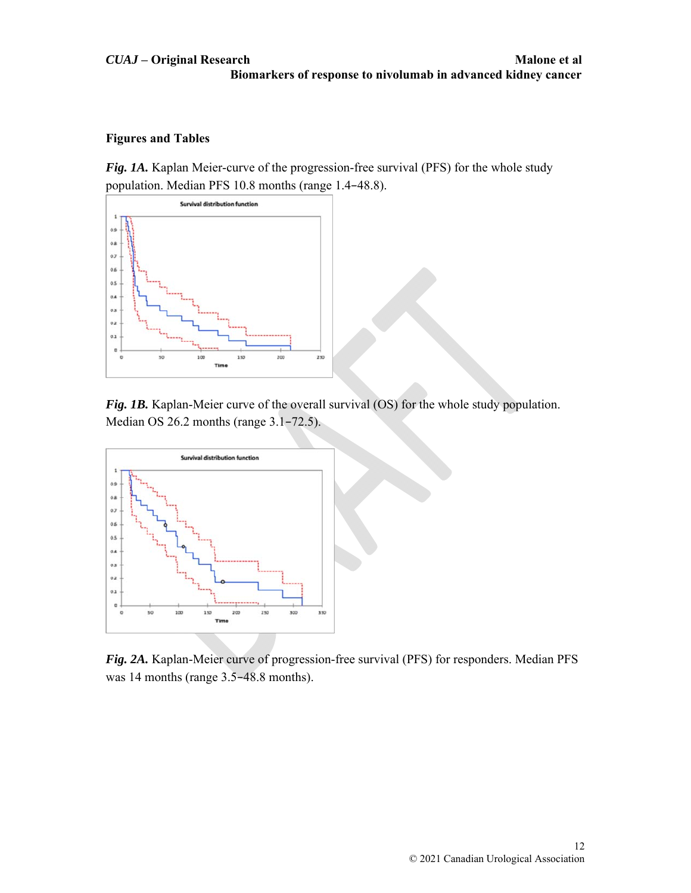## Figures and Tables

***Fig. 1A.*** Kaplan Meier-curve of the progression-free survival (PFS) for the whole study population. Median PFS 10.8 months (range 1.4−48.8).

***Fig. 1B.*** Kaplan-Meier curve of the overall survival (OS) for the whole study population. Median OS 26.2 months (range 3.1−72.5).

***Fig. 2A.*** Kaplan-Meier curve of progression-free survival (PFS) for responders. Median PFS was 14 months (range 3.5−48.8 months).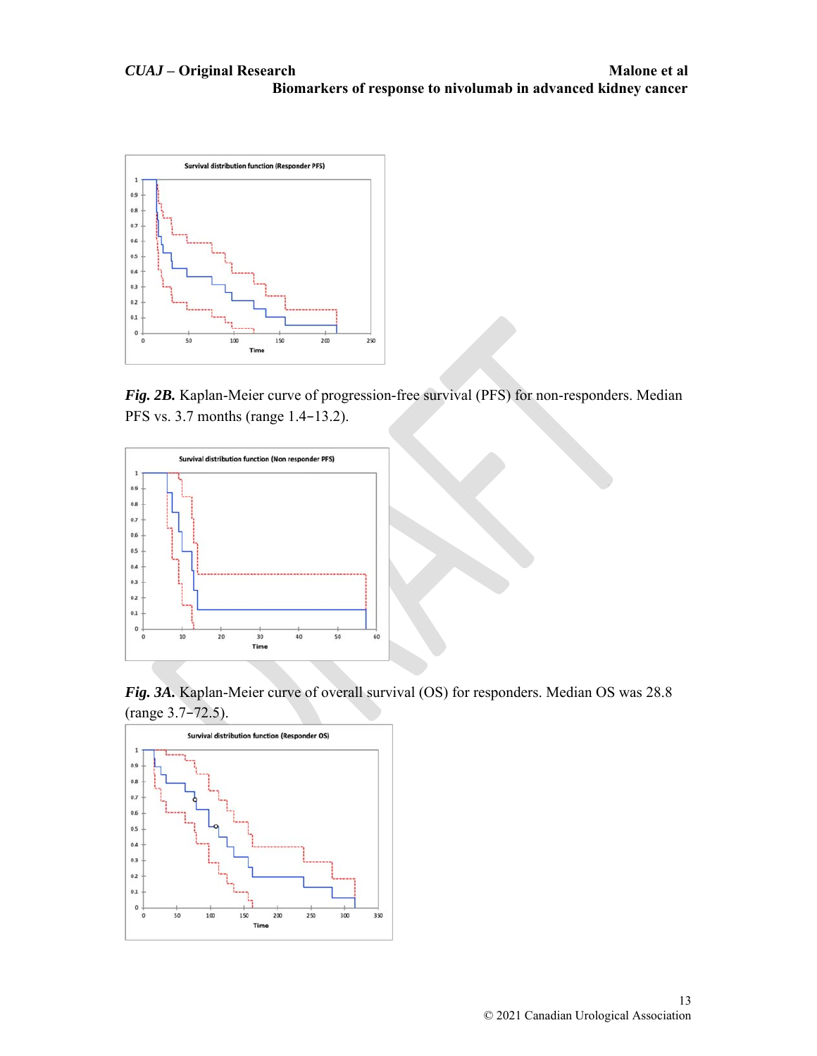Fig. 2B. Kaplan-Meier curve of progression-free survival (PFS) for non-responders. Median PFS vs. 3.7 months (range 1.4−13.2).

Fig. 3A. Kaplan-Meier curve of overall survival (OS) for responders. Median OS was 28.8 (range 3.7−72.5).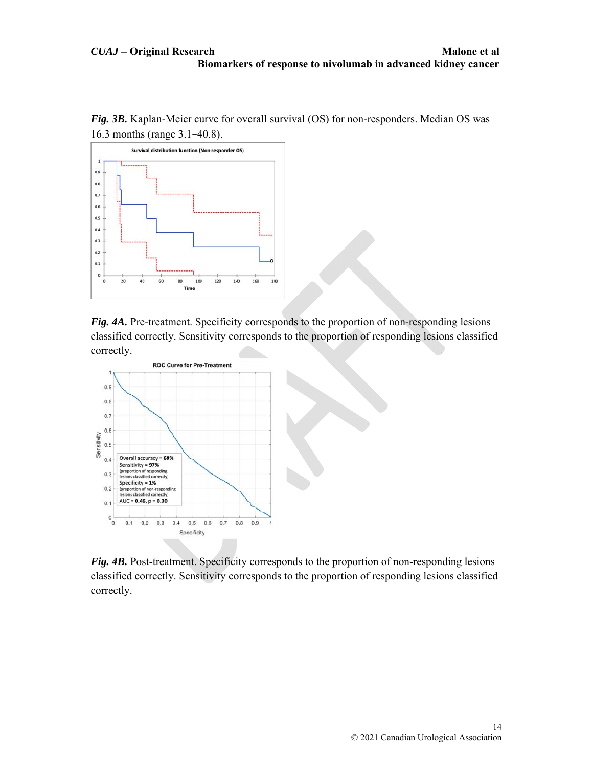*Fig. 3B.* Kaplan-Meier curve for overall survival (OS) for non-responders. Median OS was 16.3 months (range 3.1−40.8).

*Fig. 4A.* Pre-treatment. Specificity corresponds to the proportion of non-responding lesions classified correctly. Sensitivity corresponds to the proportion of responding lesions classified correctly.

*Fig. 4B.* Post-treatment. Specificity corresponds to the proportion of non-responding lesions classified correctly. Sensitivity corresponds to the proportion of responding lesions classified correctly.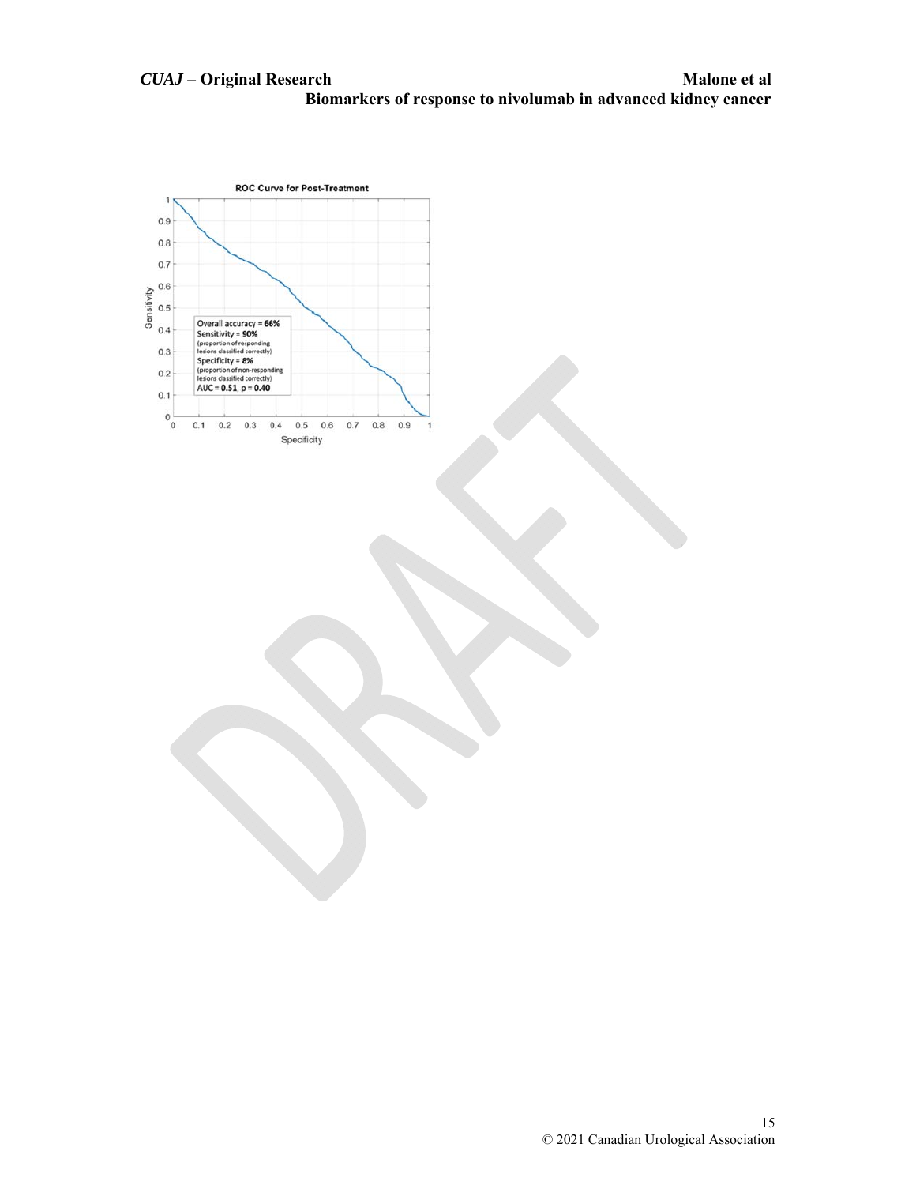**ROC Curve for Post-Treatment**

Overall accuracy = **66%**
Sensitivity = **90%**
(proportion of responding lesions classified correctly)
Specificity = **8%**
(proportion of non-responding lesions classified correctly)
AUC = **0.51**, p = **0.40**

Sensitivity

Specificity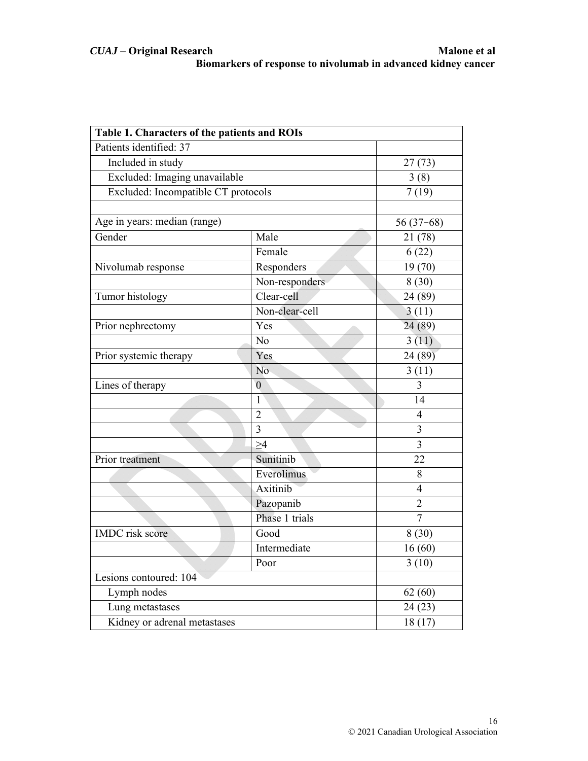| Table 1. Characters of the patients and ROIs | | |
|---|---|---|
| Patients identified: 37 | | |
| Included in study | | 27 (73) |
| Excluded: Imaging unavailable | | 3 (8) |
| Excluded: Incompatible CT protocols | | 7 (19) |
| | | |
| Age in years: median (range) | | 56 (37–68) |
| Gender | Male | 21 (78) |
| | Female | 6 (22) |
| Nivolumab response | Responders | 19 (70) |
| | Non-responders | 8 (30) |
| Tumor histology | Clear-cell | 24 (89) |
| | Non-clear-cell | 3 (11) |
| Prior nephrectomy | Yes | 24 (89) |
| | No | 3 (11) |
| Prior systemic therapy | Yes | 24 (89) |
| | No | 3 (11) |
| Lines of therapy | 0 | 3 |
| | 1 | 14 |
| | 2 | 4 |
| | 3 | 3 |
| | ≥4 | 3 |
| Prior treatment | Sunitinib | 22 |
| | Everolimus | 8 |
| | Axitinib | 4 |
| | Pazopanib | 2 |
| | Phase 1 trials | 7 |
| IMDC risk score | Good | 8 (30) |
| | Intermediate | 16 (60) |
| | Poor | 3 (10) |
| Lesions contoured: 104 | | |
| Lymph nodes | | 62 (60) |
| Lung metastases | | 24 (23) |
| Kidney or adrenal metastases | | 18 (17) |